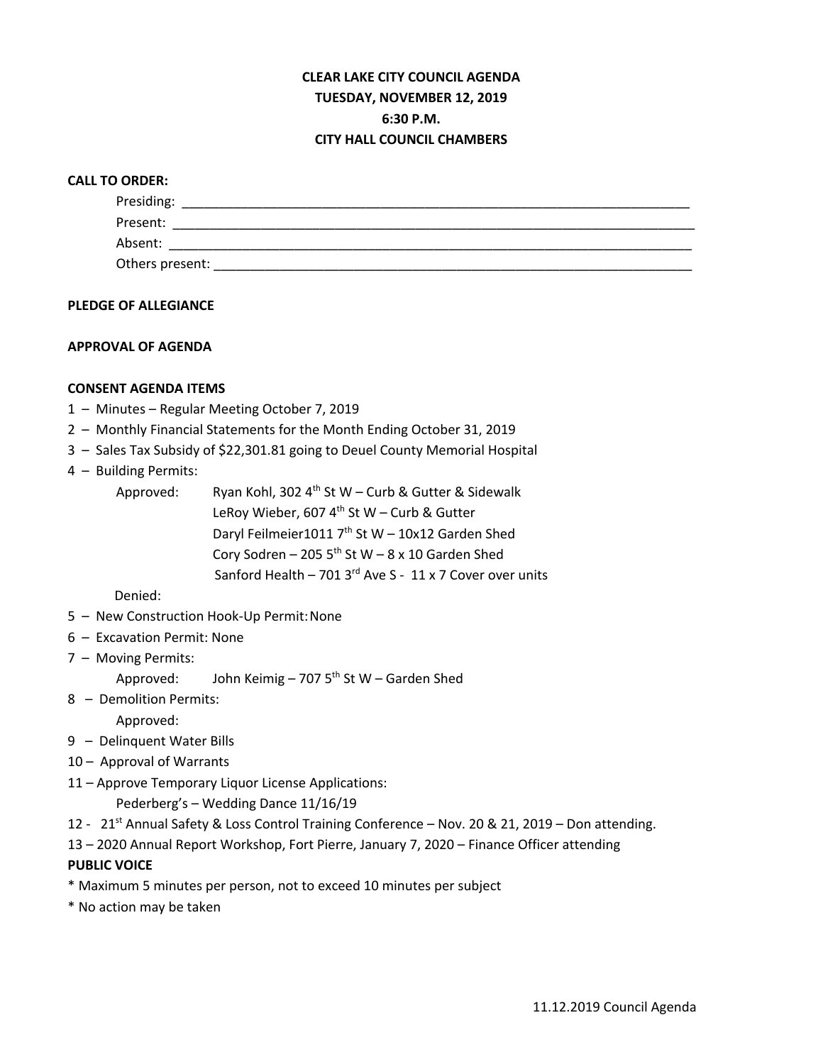**CLEAR LAKE CITY COUNCIL AGENDA**
**TUESDAY, NOVEMBER 12, 2019**
**6:30 P.M.**
**CITY HALL COUNCIL CHAMBERS**

**CALL TO ORDER:**

Presiding: ______________________________________________________________________

Present: ________________________________________________________________________

Absent: _________________________________________________________________________

Others present: __________________________________________________________________

**PLEDGE OF ALLEGIANCE**

**APPROVAL OF AGENDA**

**CONSENT AGENDA ITEMS**

1 – Minutes – Regular Meeting October 7, 2019

2 – Monthly Financial Statements for the Month Ending October 31, 2019

3 – Sales Tax Subsidy of $22,301.81 going to Deuel County Memorial Hospital

4 – Building Permits:

Approved: Ryan Kohl, 302 4th St W – Curb & Gutter & Sidewalk
LeRoy Wieber, 607 4th St W – Curb & Gutter
Daryl Feilmeier1011 7th St W – 10x12 Garden Shed
Cory Sodren – 205 5th St W – 8 x 10 Garden Shed
Sanford Health – 701 3rd Ave S - 11 x 7 Cover over units

Denied:

5 – New Construction Hook-Up Permit: None

6 – Excavation Permit: None

7 – Moving Permits:

Approved: John Keimig – 707 5th St W – Garden Shed

8 – Demolition Permits:

Approved:

9 – Delinquent Water Bills

10 – Approval of Warrants

11 – Approve Temporary Liquor License Applications:

Pederberg's – Wedding Dance 11/16/19

12 - 21st Annual Safety & Loss Control Training Conference – Nov. 20 & 21, 2019 – Don attending.

13 – 2020 Annual Report Workshop, Fort Pierre, January 7, 2020 – Finance Officer attending

**PUBLIC VOICE**

* Maximum 5 minutes per person, not to exceed 10 minutes per subject

* No action may be taken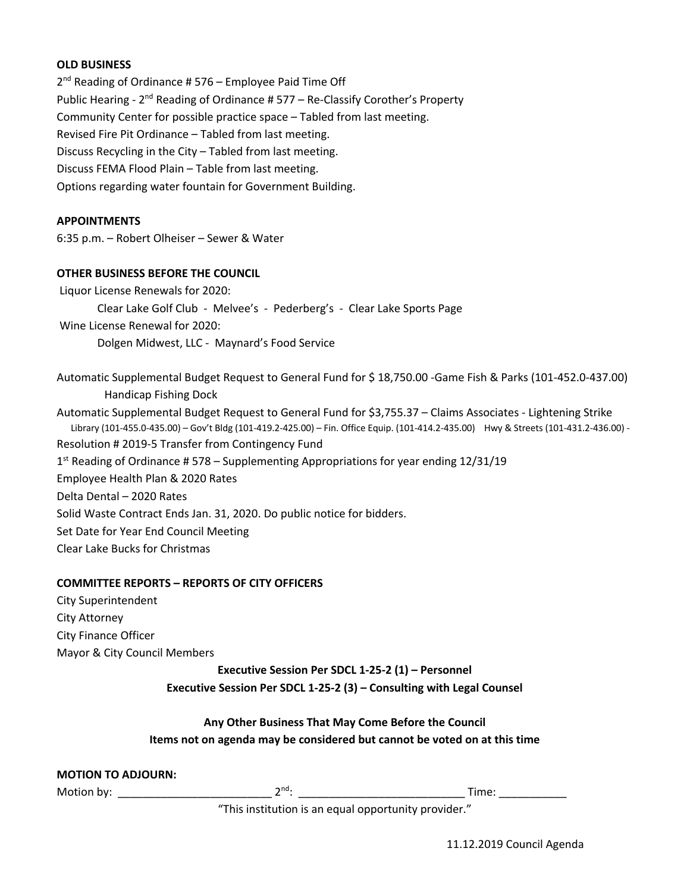**OLD BUSINESS**

2nd Reading of Ordinance # 576 – Employee Paid Time Off
Public Hearing - 2nd Reading of Ordinance # 577 – Re-Classify Corother's Property
Community Center for possible practice space – Tabled from last meeting.
Revised Fire Pit Ordinance – Tabled from last meeting.
Discuss Recycling in the City – Tabled from last meeting.
Discuss FEMA Flood Plain – Table from last meeting.
Options regarding water fountain for Government Building.

**APPOINTMENTS**

6:35 p.m. – Robert Olheiser – Sewer & Water

**OTHER BUSINESS BEFORE THE COUNCIL**

Liquor License Renewals for 2020:
Clear Lake Golf Club - Melvee's - Pederberg's - Clear Lake Sports Page
Wine License Renewal for 2020:
Dolgen Midwest, LLC - Maynard's Food Service

Automatic Supplemental Budget Request to General Fund for $ 18,750.00 -Game Fish & Parks (101-452.0-437.00) Handicap Fishing Dock
Automatic Supplemental Budget Request to General Fund for $3,755.37 – Claims Associates - Lightening Strike
Library (101-455.0-435.00) – Gov't Bldg (101-419.2-425.00) – Fin. Office Equip. (101-414.2-435.00) Hwy & Streets (101-431.2-436.00) -
Resolution # 2019-5 Transfer from Contingency Fund
1st Reading of Ordinance # 578 – Supplementing Appropriations for year ending 12/31/19
Employee Health Plan & 2020 Rates
Delta Dental – 2020 Rates
Solid Waste Contract Ends Jan. 31, 2020. Do public notice for bidders.
Set Date for Year End Council Meeting
Clear Lake Bucks for Christmas

**COMMITTEE REPORTS – REPORTS OF CITY OFFICERS**

City Superintendent
City Attorney
City Finance Officer
Mayor & City Council Members

**Executive Session Per SDCL 1-25-2 (1) – Personnel**
**Executive Session Per SDCL 1-25-2 (3) – Consulting with Legal Counsel**

**Any Other Business That May Come Before the Council**
**Items not on agenda may be considered but cannot be voted on at this time**

**MOTION TO ADJOURN:**

Motion by: ________________________ 2nd: __________________________ Time: ___________

"This institution is an equal opportunity provider."

11.12.2019 Council Agenda